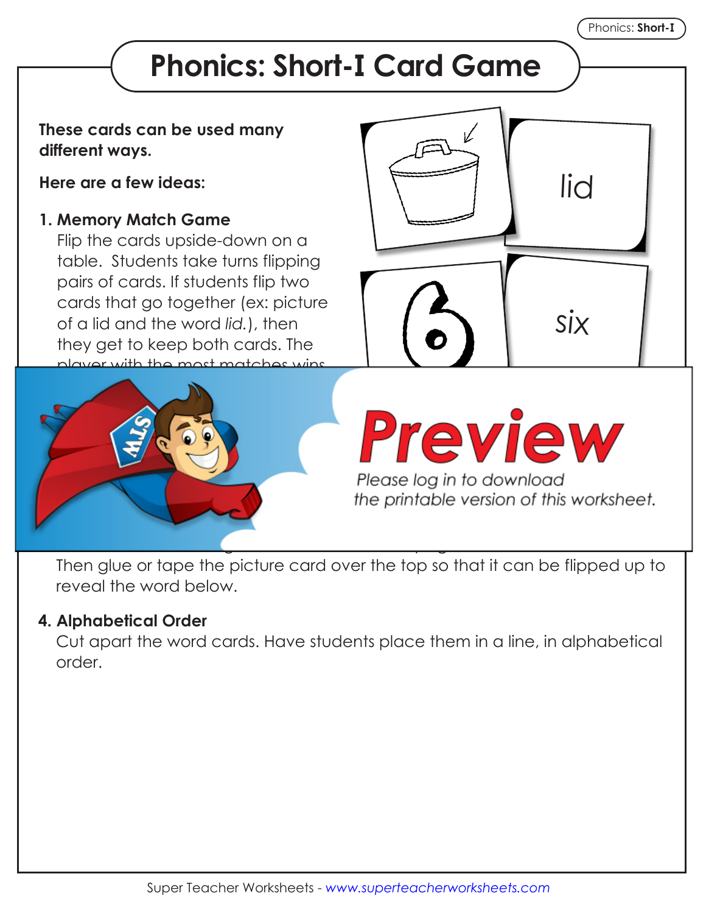# Phonics: Short-I Card Game

**These cards can be used many different ways.**

**Here are a few ideas:**

**1. Memory Match Game**
Flip the cards upside-down on a table. Students take turns flipping pairs of cards. If students flip two cards that go together (ex: picture of a lid and the word *lid.*), then they get to keep both cards. The player with the most matches wins.

lid

six

Then glue or tape the picture card over the top so that it can be flipped up to reveal the word below.

**4. Alphabetical Order**
Cut apart the word cards. Have students place them in a line, in alphabetical order.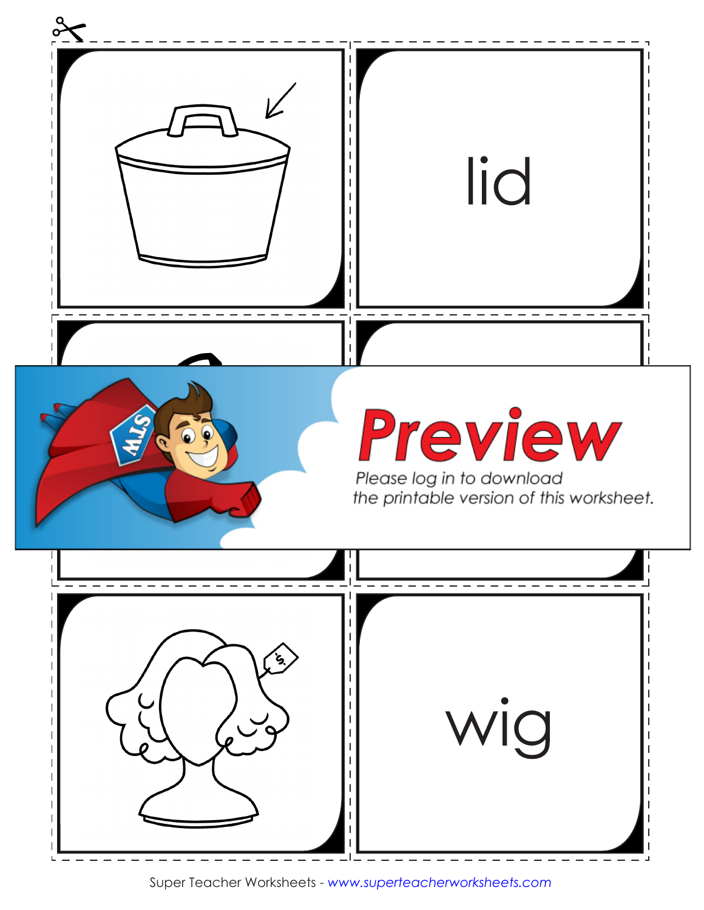lid

Preview

Please log in to download the printable version of this worksheet.

wig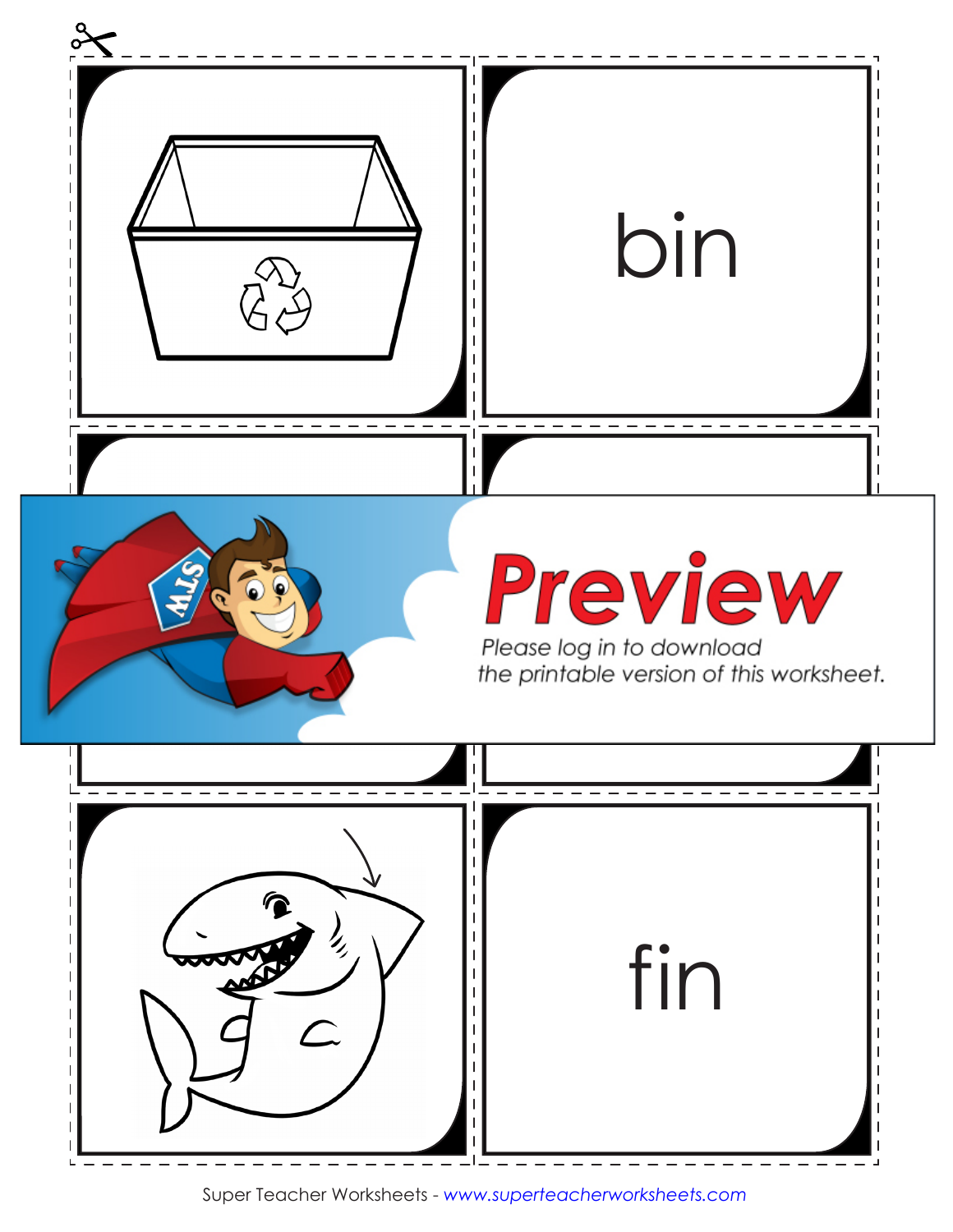bin

Preview

Please log in to download the printable version of this worksheet.

fin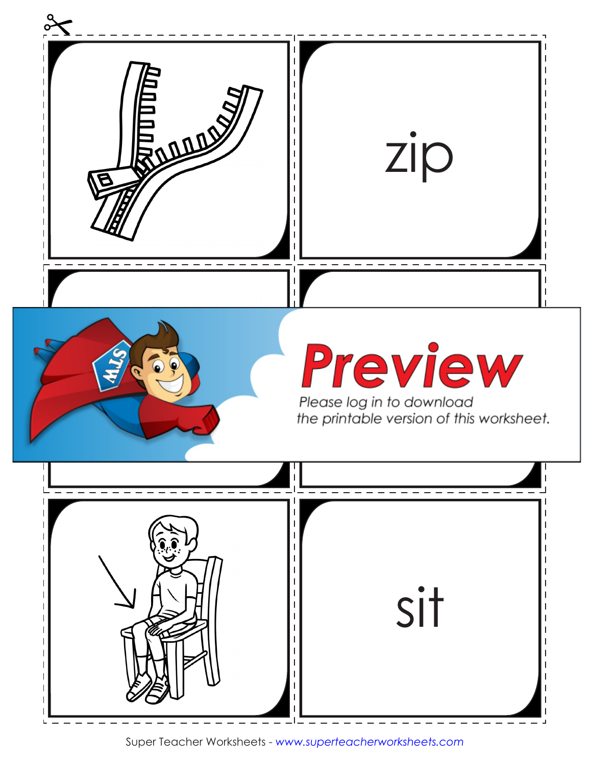zip

Preview

Please log in to download the printable version of this worksheet.

sit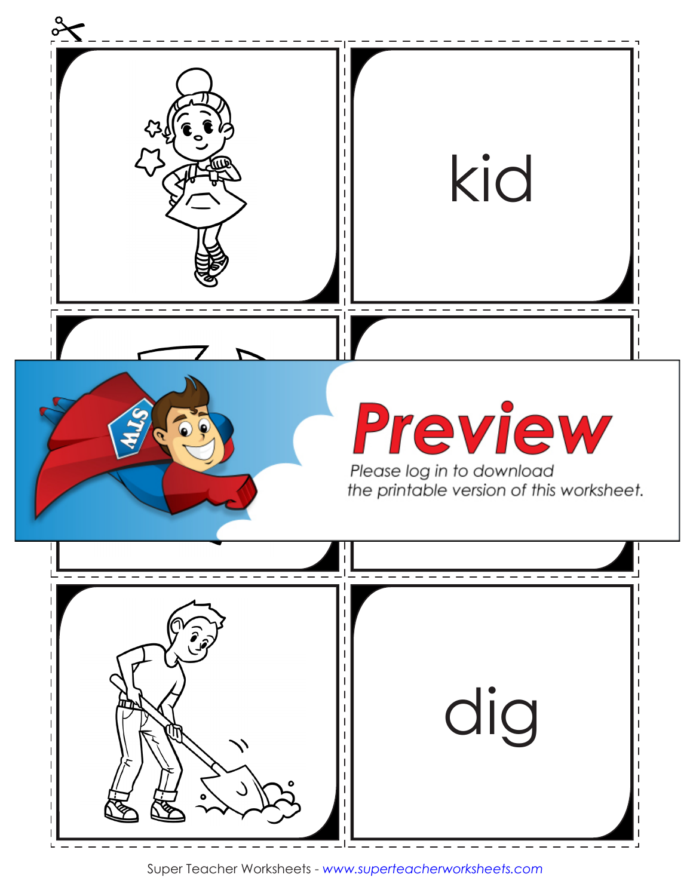kid

Preview

Please log in to download the printable version of this worksheet.

dig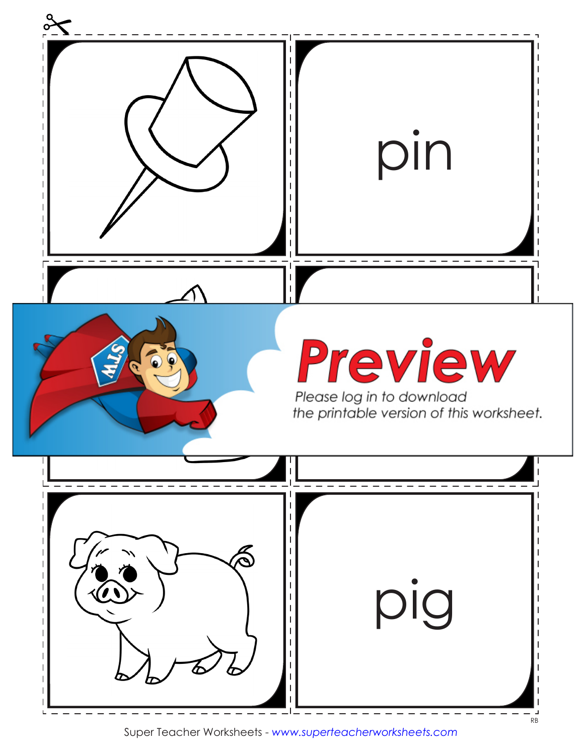pin

Preview

Please log in to download
the printable version of this worksheet.

pig